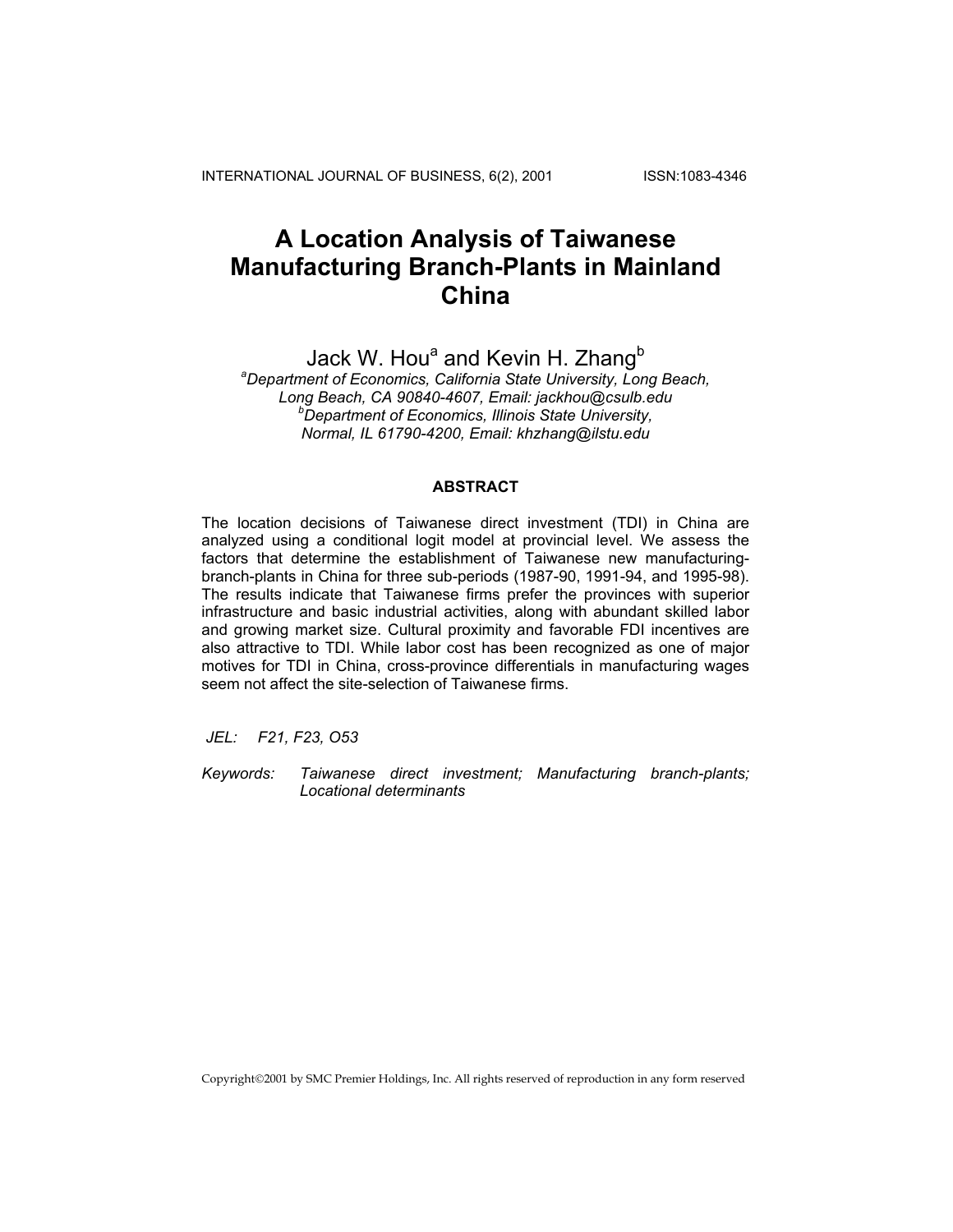# A Location Analysis of Taiwanese Manufacturing Branch-Plants in Mainland China

Jack W. Hou[a] and Kevin H. Zhang[b]

[a]*Department of Economics, California State University, Long Beach, Long Beach, CA 90840-4607, Email: jackhou@csulb.edu*
[b]*Department of Economics, Illinois State University, Normal, IL 61790-4200, Email: khzhang@ilstu.edu*

**ABSTRACT**

The location decisions of Taiwanese direct investment (TDI) in China are analyzed using a conditional logit model at provincial level. We assess the factors that determine the establishment of Taiwanese new manufacturing-branch-plants in China for three sub-periods (1987-90, 1991-94, and 1995-98). The results indicate that Taiwanese firms prefer the provinces with superior infrastructure and basic industrial activities, along with abundant skilled labor and growing market size. Cultural proximity and favorable FDI incentives are also attractive to TDI. While labor cost has been recognized as one of major motives for TDI in China, cross-province differentials in manufacturing wages seem not affect the site-selection of Taiwanese firms.

*JEL: F21, F23, O53*

*Keywords: Taiwanese direct investment; Manufacturing branch-plants; Locational determinants*

Copyright©2001 by SMC Premier Holdings, Inc. All rights reserved of reproduction in any form reserved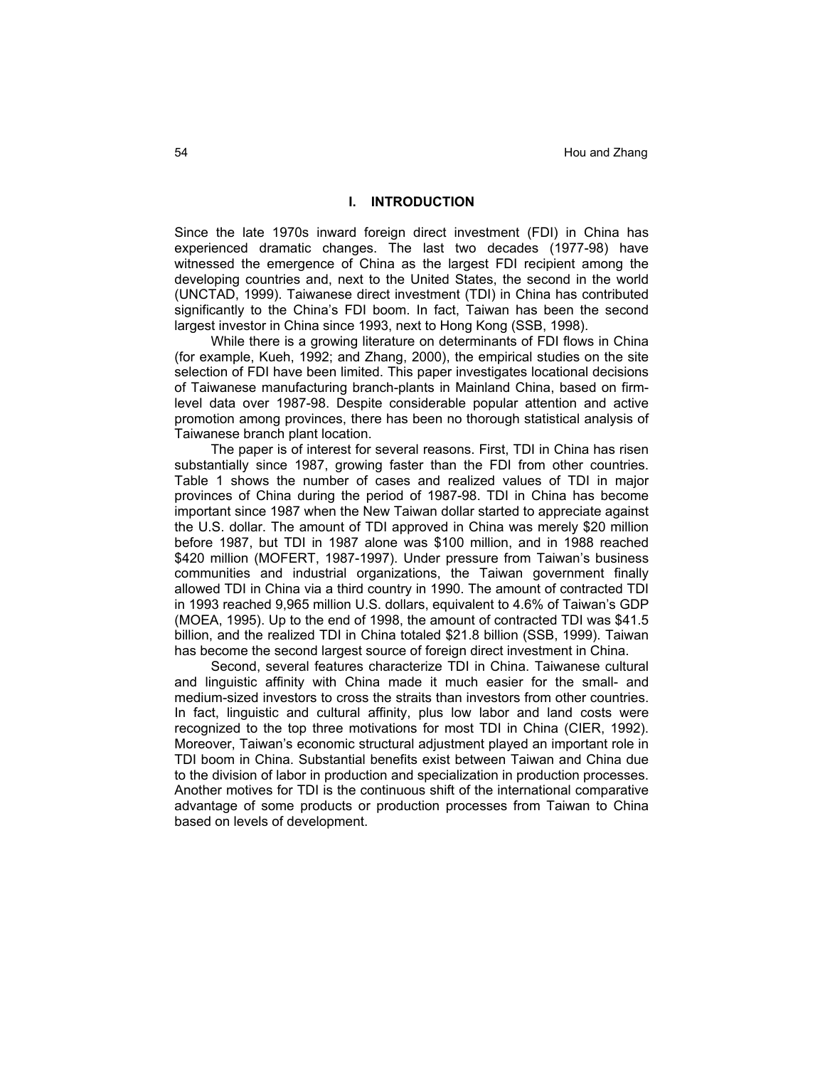## I. INTRODUCTION

Since the late 1970s inward foreign direct investment (FDI) in China has experienced dramatic changes. The last two decades (1977-98) have witnessed the emergence of China as the largest FDI recipient among the developing countries and, next to the United States, the second in the world (UNCTAD, 1999). Taiwanese direct investment (TDI) in China has contributed significantly to the China's FDI boom. In fact, Taiwan has been the second largest investor in China since 1993, next to Hong Kong (SSB, 1998).

While there is a growing literature on determinants of FDI flows in China (for example, Kueh, 1992; and Zhang, 2000), the empirical studies on the site selection of FDI have been limited. This paper investigates locational decisions of Taiwanese manufacturing branch-plants in Mainland China, based on firm-level data over 1987-98. Despite considerable popular attention and active promotion among provinces, there has been no thorough statistical analysis of Taiwanese branch plant location.

The paper is of interest for several reasons. First, TDI in China has risen substantially since 1987, growing faster than the FDI from other countries. Table 1 shows the number of cases and realized values of TDI in major provinces of China during the period of 1987-98. TDI in China has become important since 1987 when the New Taiwan dollar started to appreciate against the U.S. dollar. The amount of TDI approved in China was merely $20 million before 1987, but TDI in 1987 alone was $100 million, and in 1988 reached $420 million (MOFERT, 1987-1997). Under pressure from Taiwan's business communities and industrial organizations, the Taiwan government finally allowed TDI in China via a third country in 1990. The amount of contracted TDI in 1993 reached 9,965 million U.S. dollars, equivalent to 4.6% of Taiwan's GDP (MOEA, 1995). Up to the end of 1998, the amount of contracted TDI was $41.5 billion, and the realized TDI in China totaled $21.8 billion (SSB, 1999). Taiwan has become the second largest source of foreign direct investment in China.

Second, several features characterize TDI in China. Taiwanese cultural and linguistic affinity with China made it much easier for the small- and medium-sized investors to cross the straits than investors from other countries. In fact, linguistic and cultural affinity, plus low labor and land costs were recognized to the top three motivations for most TDI in China (CIER, 1992). Moreover, Taiwan's economic structural adjustment played an important role in TDI boom in China. Substantial benefits exist between Taiwan and China due to the division of labor in production and specialization in production processes. Another motives for TDI is the continuous shift of the international comparative advantage of some products or production processes from Taiwan to China based on levels of development.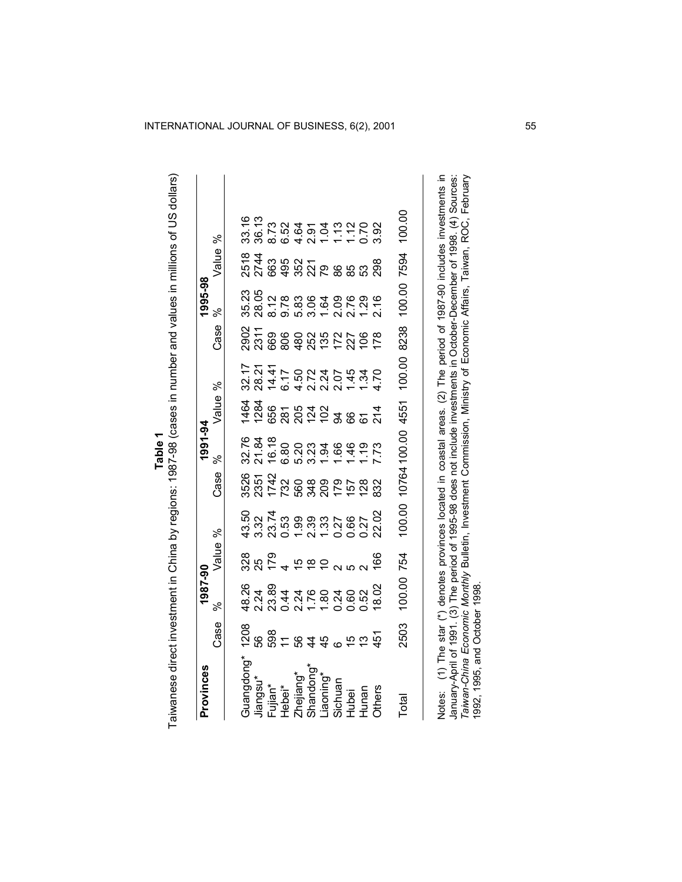**Table 1**

Taiwanese direct investment in China by regions: 1987-98 (cases in number and values in millions of US dollars)

| Provinces | 1987-90 | | | | 1991-94 | | | | 1995-98 | | | |
|---|---|---|---|---|---|---|---|---|---|---|---|---|
| | Case | % | Value | % | Case | % | Value | % | Case | % | Value | % |
| Guangdong* | 1208 | 48.26 | 328 | 43.50 | 3526 | 32.76 | 1464 | 32.17 | 2902 | 35.23 | 2518 | 33.16 |
| Jiangsu* | 56 | 2.24 | 25 | 3.32 | 2351 | 21.84 | 1284 | 28.21 | 2311 | 28.05 | 2744 | 36.13 |
| Fujian* | 598 | 23.89 | 179 | 23.74 | 1742 | 16.18 | 656 | 14.41 | 669 | 8.12 | 663 | 8.73 |
| Hebei* | 11 | 0.44 | 4 | 0.53 | 732 | 6.80 | 281 | 6.17 | 806 | 9.78 | 495 | 6.52 |
| Zhejiang* | 56 | 2.24 | 15 | 1.99 | 560 | 5.20 | 205 | 4.50 | 480 | 5.83 | 352 | 4.64 |
| Shandong* | 44 | 1.76 | 18 | 2.39 | 348 | 3.23 | 124 | 2.72 | 252 | 3.06 | 221 | 2.91 |
| Liaoning* | 45 | 1.80 | 10 | 1.33 | 209 | 1.94 | 102 | 2.24 | 135 | 1.64 | 79 | 1.04 |
| Sichuan | 6 | 0.24 | 2 | 0.27 | 179 | 1.66 | 94 | 2.07 | 172 | 2.09 | 86 | 1.13 |
| Hubei | 15 | 0.60 | 5 | 0.66 | 157 | 1.46 | 66 | 1.45 | 227 | 2.76 | 85 | 1.12 |
| Hunan | 13 | 0.52 | 2 | 0.27 | 128 | 1.19 | 61 | 1.34 | 106 | 1.29 | 53 | 0.70 |
| Others | 451 | 18.02 | 166 | 22.02 | 832 | 7.73 | 214 | 4.70 | 178 | 2.16 | 298 | 3.92 |
| Total | 2503 | 100.00 | 754 | 100.00 | 10764 | 100.00 | 4551 | 100.00 | 8238 | 100.00 | 7594 | 100.00 |

Notes: (1) The star (*) denotes provinces located in coastal areas. (2) The period of 1987-90 includes investments in January-April of 1991. (3) The period of 1995-98 does not include investments in October-December of 1998. (4) Sources: *Taiwan-China Economic Monthly* Bulletin, Investment Commission, Ministry of Economic Affairs, Taiwan, ROC, February 1992, 1995, and October 1998.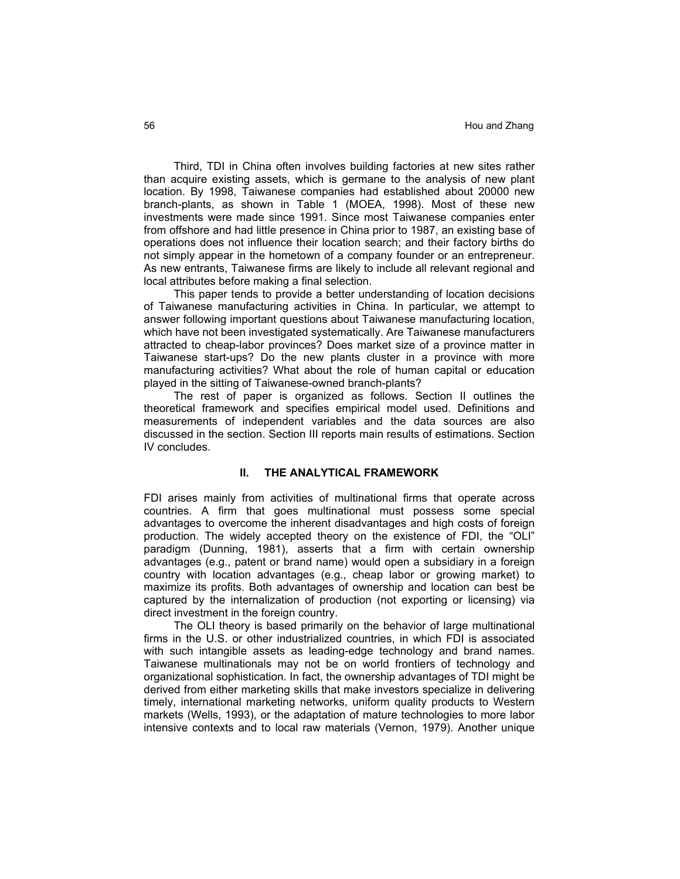Third, TDI in China often involves building factories at new sites rather than acquire existing assets, which is germane to the analysis of new plant location. By 1998, Taiwanese companies had established about 20000 new branch-plants, as shown in Table 1 (MOEA, 1998). Most of these new investments were made since 1991. Since most Taiwanese companies enter from offshore and had little presence in China prior to 1987, an existing base of operations does not influence their location search; and their factory births do not simply appear in the hometown of a company founder or an entrepreneur. As new entrants, Taiwanese firms are likely to include all relevant regional and local attributes before making a final selection.

This paper tends to provide a better understanding of location decisions of Taiwanese manufacturing activities in China. In particular, we attempt to answer following important questions about Taiwanese manufacturing location, which have not been investigated systematically. Are Taiwanese manufacturers attracted to cheap-labor provinces? Does market size of a province matter in Taiwanese start-ups? Do the new plants cluster in a province with more manufacturing activities? What about the role of human capital or education played in the sitting of Taiwanese-owned branch-plants?

The rest of paper is organized as follows. Section II outlines the theoretical framework and specifies empirical model used. Definitions and measurements of independent variables and the data sources are also discussed in the section. Section III reports main results of estimations. Section IV concludes.

## II. THE ANALYTICAL FRAMEWORK

FDI arises mainly from activities of multinational firms that operate across countries. A firm that goes multinational must possess some special advantages to overcome the inherent disadvantages and high costs of foreign production. The widely accepted theory on the existence of FDI, the "OLI" paradigm (Dunning, 1981), asserts that a firm with certain ownership advantages (e.g., patent or brand name) would open a subsidiary in a foreign country with location advantages (e.g., cheap labor or growing market) to maximize its profits. Both advantages of ownership and location can best be captured by the internalization of production (not exporting or licensing) via direct investment in the foreign country.

The OLI theory is based primarily on the behavior of large multinational firms in the U.S. or other industrialized countries, in which FDI is associated with such intangible assets as leading-edge technology and brand names. Taiwanese multinationals may not be on world frontiers of technology and organizational sophistication. In fact, the ownership advantages of TDI might be derived from either marketing skills that make investors specialize in delivering timely, international marketing networks, uniform quality products to Western markets (Wells, 1993), or the adaptation of mature technologies to more labor intensive contexts and to local raw materials (Vernon, 1979). Another unique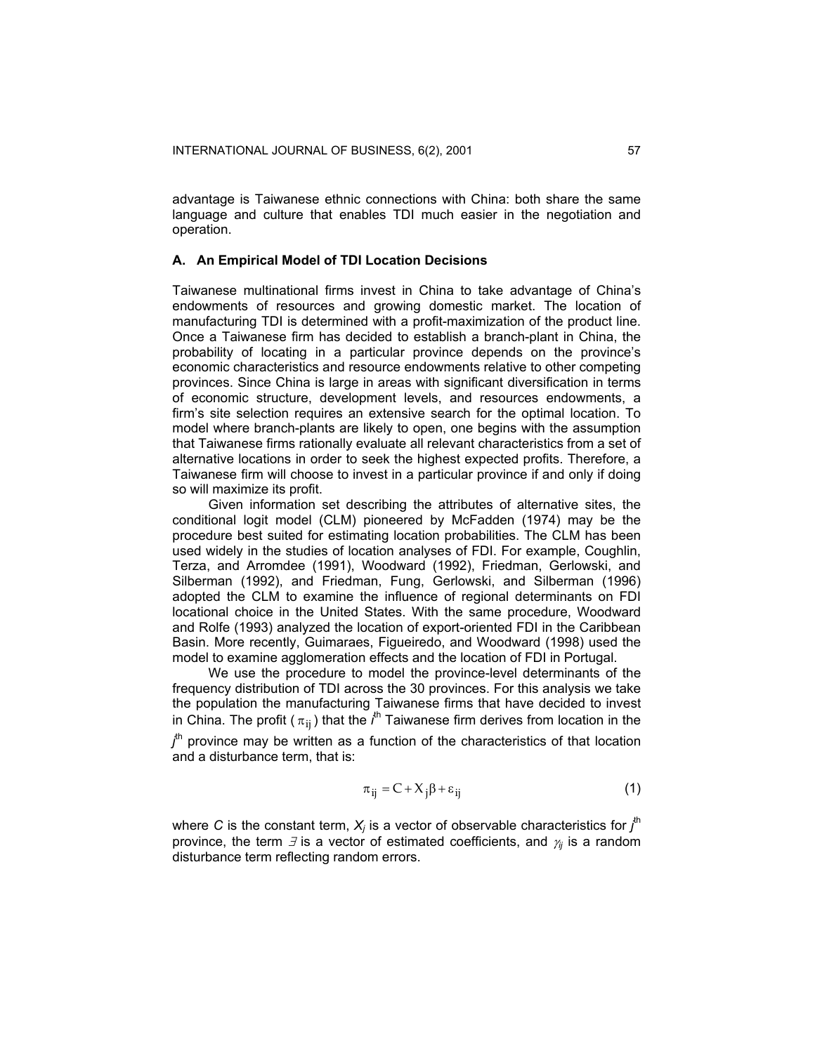advantage is Taiwanese ethnic connections with China: both share the same language and culture that enables TDI much easier in the negotiation and operation.

### A. An Empirical Model of TDI Location Decisions

Taiwanese multinational firms invest in China to take advantage of China's endowments of resources and growing domestic market. The location of manufacturing TDI is determined with a profit-maximization of the product line. Once a Taiwanese firm has decided to establish a branch-plant in China, the probability of locating in a particular province depends on the province's economic characteristics and resource endowments relative to other competing provinces. Since China is large in areas with significant diversification in terms of economic structure, development levels, and resources endowments, a firm's site selection requires an extensive search for the optimal location. To model where branch-plants are likely to open, one begins with the assumption that Taiwanese firms rationally evaluate all relevant characteristics from a set of alternative locations in order to seek the highest expected profits. Therefore, a Taiwanese firm will choose to invest in a particular province if and only if doing so will maximize its profit.

Given information set describing the attributes of alternative sites, the conditional logit model (CLM) pioneered by McFadden (1974) may be the procedure best suited for estimating location probabilities. The CLM has been used widely in the studies of location analyses of FDI. For example, Coughlin, Terza, and Arromdee (1991), Woodward (1992), Friedman, Gerlowski, and Silberman (1992), and Friedman, Fung, Gerlowski, and Silberman (1996) adopted the CLM to examine the influence of regional determinants on FDI locational choice in the United States. With the same procedure, Woodward and Rolfe (1993) analyzed the location of export-oriented FDI in the Caribbean Basin. More recently, Guimaraes, Figueiredo, and Woodward (1998) used the model to examine agglomeration effects and the location of FDI in Portugal.

We use the procedure to model the province-level determinants of the frequency distribution of TDI across the 30 provinces. For this analysis we take the population the manufacturing Taiwanese firms that have decided to invest in China. The profit ($\pi_{ij}$) that the $i^{th}$ Taiwanese firm derives from location in the $j^{th}$ province may be written as a function of the characteristics of that location and a disturbance term, that is:

$$\pi_{ij} = C + X_j \beta + \varepsilon_{ij} \tag{1}$$

where $C$ is the constant term, $X_j$ is a vector of observable characteristics for $j^{th}$ province, the term $\exists$ is a vector of estimated coefficients, and $\gamma_{ij}$ is a random disturbance term reflecting random errors.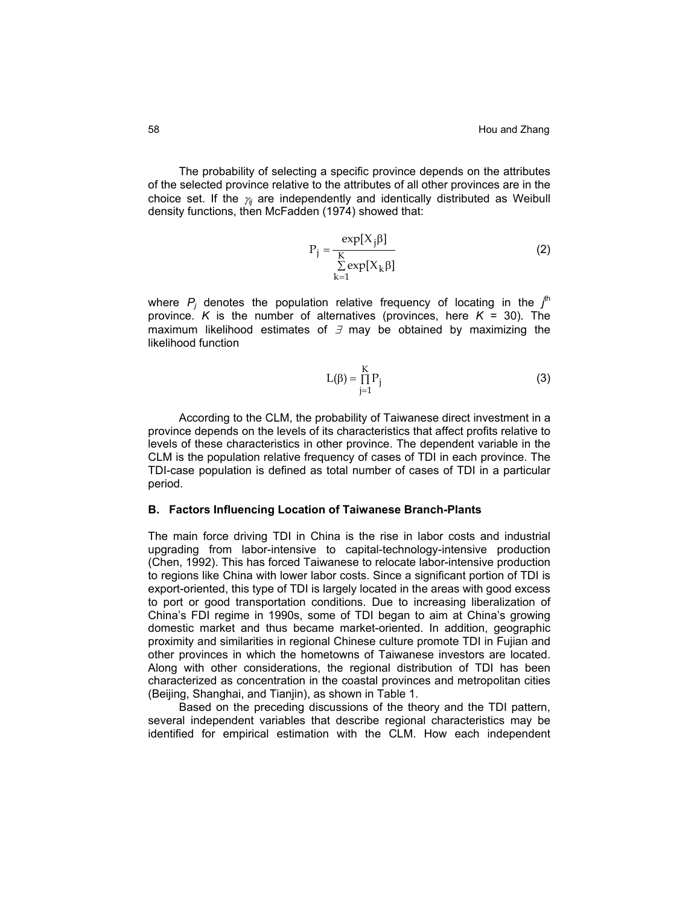The probability of selecting a specific province depends on the attributes of the selected province relative to the attributes of all other provinces are in the choice set. If the $\gamma_{ij}$ are independently and identically distributed as Weibull density functions, then McFadden (1974) showed that:

$$P_j = \frac{\exp[X_j \beta]}{\sum_{k=1}^{K} \exp[X_k \beta]} \tag{2}$$

where $P_j$ denotes the population relative frequency of locating in the $j^{th}$ province. $K$ is the number of alternatives (provinces, here $K$ = 30). The maximum likelihood estimates of $\exists$ may be obtained by maximizing the likelihood function

$$L(\beta) = \prod_{j=1}^{K} P_j \tag{3}$$

According to the CLM, the probability of Taiwanese direct investment in a province depends on the levels of its characteristics that affect profits relative to levels of these characteristics in other province. The dependent variable in the CLM is the population relative frequency of cases of TDI in each province. The TDI-case population is defined as total number of cases of TDI in a particular period.

### B. Factors Influencing Location of Taiwanese Branch-Plants

The main force driving TDI in China is the rise in labor costs and industrial upgrading from labor-intensive to capital-technology-intensive production (Chen, 1992). This has forced Taiwanese to relocate labor-intensive production to regions like China with lower labor costs. Since a significant portion of TDI is export-oriented, this type of TDI is largely located in the areas with good excess to port or good transportation conditions. Due to increasing liberalization of China's FDI regime in 1990s, some of TDI began to aim at China's growing domestic market and thus became market-oriented. In addition, geographic proximity and similarities in regional Chinese culture promote TDI in Fujian and other provinces in which the hometowns of Taiwanese investors are located. Along with other considerations, the regional distribution of TDI has been characterized as concentration in the coastal provinces and metropolitan cities (Beijing, Shanghai, and Tianjin), as shown in Table 1.

Based on the preceding discussions of the theory and the TDI pattern, several independent variables that describe regional characteristics may be identified for empirical estimation with the CLM. How each independent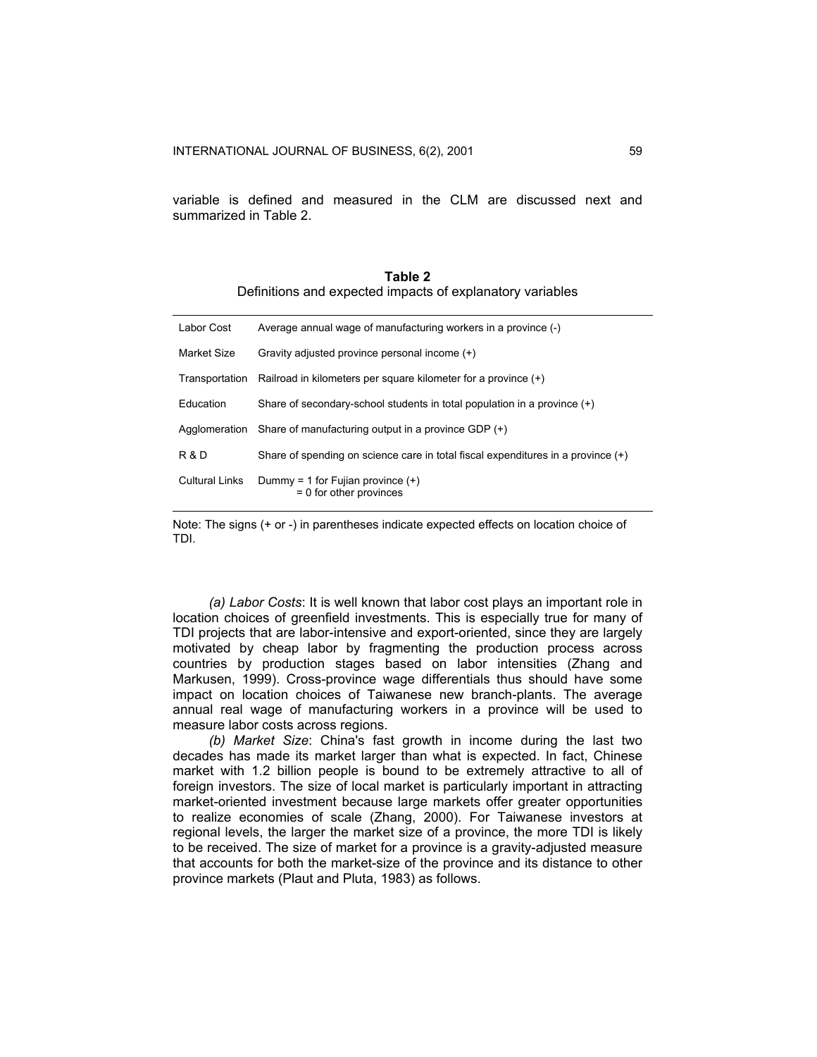variable is defined and measured in the CLM are discussed next and summarized in Table 2.

**Table 2**
Definitions and expected impacts of explanatory variables

| | |
|---|---|
| Labor Cost | Average annual wage of manufacturing workers in a province (-) |
| Market Size | Gravity adjusted province personal income (+) |
| Transportation | Railroad in kilometers per square kilometer for a province (+) |
| Education | Share of secondary-school students in total population in a province (+) |
| Agglomeration | Share of manufacturing output in a province GDP (+) |
| R & D | Share of spending on science care in total fiscal expenditures in a province (+) |
| Cultural Links | Dummy = 1 for Fujian province (+)<br>= 0 for other provinces |

Note: The signs (+ or -) in parentheses indicate expected effects on location choice of TDI.

*(a) Labor Costs*: It is well known that labor cost plays an important role in location choices of greenfield investments. This is especially true for many of TDI projects that are labor-intensive and export-oriented, since they are largely motivated by cheap labor by fragmenting the production process across countries by production stages based on labor intensities (Zhang and Markusen, 1999). Cross-province wage differentials thus should have some impact on location choices of Taiwanese new branch-plants. The average annual real wage of manufacturing workers in a province will be used to measure labor costs across regions.

*(b) Market Size*: China's fast growth in income during the last two decades has made its market larger than what is expected. In fact, Chinese market with 1.2 billion people is bound to be extremely attractive to all of foreign investors. The size of local market is particularly important in attracting market-oriented investment because large markets offer greater opportunities to realize economies of scale (Zhang, 2000). For Taiwanese investors at regional levels, the larger the market size of a province, the more TDI is likely to be received. The size of market for a province is a gravity-adjusted measure that accounts for both the market-size of the province and its distance to other province markets (Plaut and Pluta, 1983) as follows.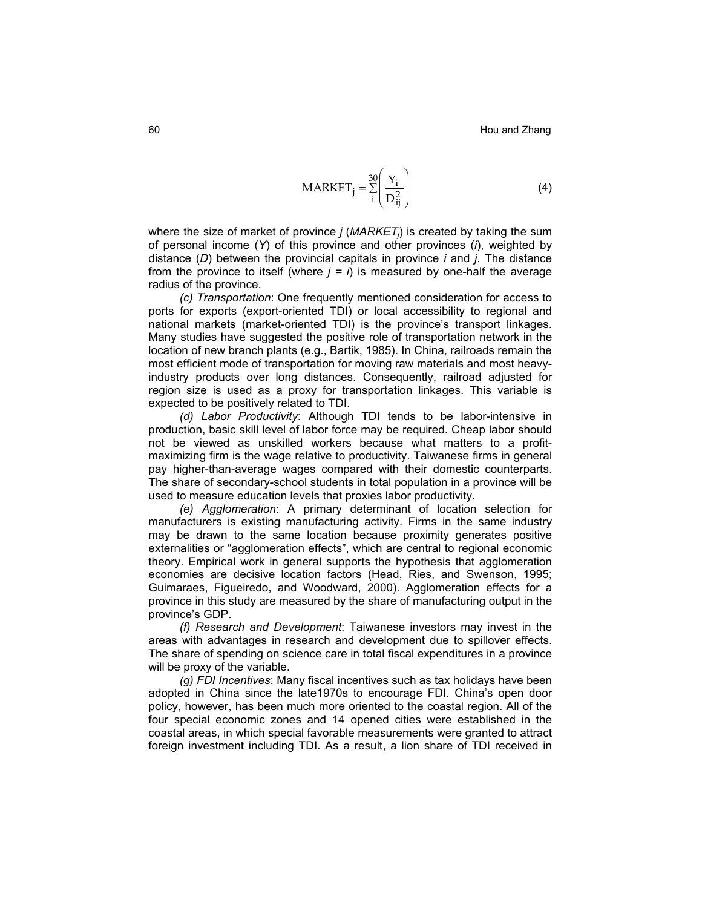$$\mathrm{MARKET}_j = \sum_{i}^{30}\left(\frac{Y_i}{D_{ij}^2}\right) \tag{4}$$

where the size of market of province $j$ (*MARKET*$_j$) is created by taking the sum of personal income ($Y$) of this province and other provinces ($i$), weighted by distance ($D$) between the provincial capitals in province $i$ and $j$. The distance from the province to itself (where $j = i$) is measured by one-half the average radius of the province.

*(c) Transportation*: One frequently mentioned consideration for access to ports for exports (export-oriented TDI) or local accessibility to regional and national markets (market-oriented TDI) is the province's transport linkages. Many studies have suggested the positive role of transportation network in the location of new branch plants (e.g., Bartik, 1985). In China, railroads remain the most efficient mode of transportation for moving raw materials and most heavy-industry products over long distances. Consequently, railroad adjusted for region size is used as a proxy for transportation linkages. This variable is expected to be positively related to TDI.

*(d) Labor Productivity*: Although TDI tends to be labor-intensive in production, basic skill level of labor force may be required. Cheap labor should not be viewed as unskilled workers because what matters to a profit-maximizing firm is the wage relative to productivity. Taiwanese firms in general pay higher-than-average wages compared with their domestic counterparts. The share of secondary-school students in total population in a province will be used to measure education levels that proxies labor productivity.

*(e) Agglomeration*: A primary determinant of location selection for manufacturers is existing manufacturing activity. Firms in the same industry may be drawn to the same location because proximity generates positive externalities or "agglomeration effects", which are central to regional economic theory. Empirical work in general supports the hypothesis that agglomeration economies are decisive location factors (Head, Ries, and Swenson, 1995; Guimaraes, Figueiredo, and Woodward, 2000). Agglomeration effects for a province in this study are measured by the share of manufacturing output in the province's GDP.

*(f) Research and Development*: Taiwanese investors may invest in the areas with advantages in research and development due to spillover effects. The share of spending on science care in total fiscal expenditures in a province will be proxy of the variable.

*(g) FDI Incentives*: Many fiscal incentives such as tax holidays have been adopted in China since the late1970s to encourage FDI. China's open door policy, however, has been much more oriented to the coastal region. All of the four special economic zones and 14 opened cities were established in the coastal areas, in which special favorable measurements were granted to attract foreign investment including TDI. As a result, a lion share of TDI received in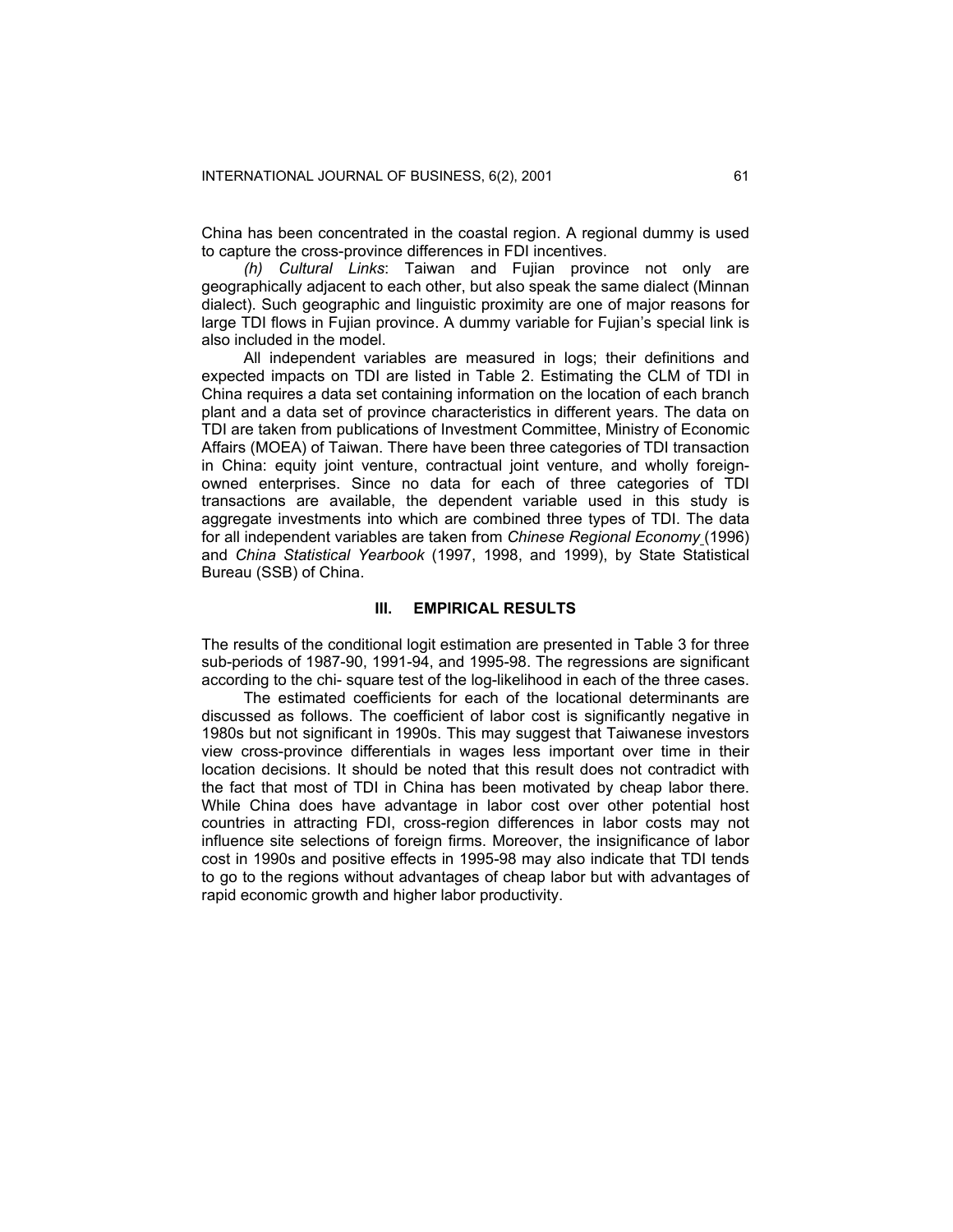China has been concentrated in the coastal region. A regional dummy is used to capture the cross-province differences in FDI incentives.

*(h) Cultural Links*: Taiwan and Fujian province not only are geographically adjacent to each other, but also speak the same dialect (Minnan dialect). Such geographic and linguistic proximity are one of major reasons for large TDI flows in Fujian province. A dummy variable for Fujian's special link is also included in the model.

All independent variables are measured in logs; their definitions and expected impacts on TDI are listed in Table 2. Estimating the CLM of TDI in China requires a data set containing information on the location of each branch plant and a data set of province characteristics in different years. The data on TDI are taken from publications of Investment Committee, Ministry of Economic Affairs (MOEA) of Taiwan. There have been three categories of TDI transaction in China: equity joint venture, contractual joint venture, and wholly foreign-owned enterprises. Since no data for each of three categories of TDI transactions are available, the dependent variable used in this study is aggregate investments into which are combined three types of TDI. The data for all independent variables are taken from *Chinese Regional Economy* (1996) and *China Statistical Yearbook* (1997, 1998, and 1999), by State Statistical Bureau (SSB) of China.

## III. EMPIRICAL RESULTS

The results of the conditional logit estimation are presented in Table 3 for three sub-periods of 1987-90, 1991-94, and 1995-98. The regressions are significant according to the chi- square test of the log-likelihood in each of the three cases.

The estimated coefficients for each of the locational determinants are discussed as follows. The coefficient of labor cost is significantly negative in 1980s but not significant in 1990s. This may suggest that Taiwanese investors view cross-province differentials in wages less important over time in their location decisions. It should be noted that this result does not contradict with the fact that most of TDI in China has been motivated by cheap labor there. While China does have advantage in labor cost over other potential host countries in attracting FDI, cross-region differences in labor costs may not influence site selections of foreign firms. Moreover, the insignificance of labor cost in 1990s and positive effects in 1995-98 may also indicate that TDI tends to go to the regions without advantages of cheap labor but with advantages of rapid economic growth and higher labor productivity.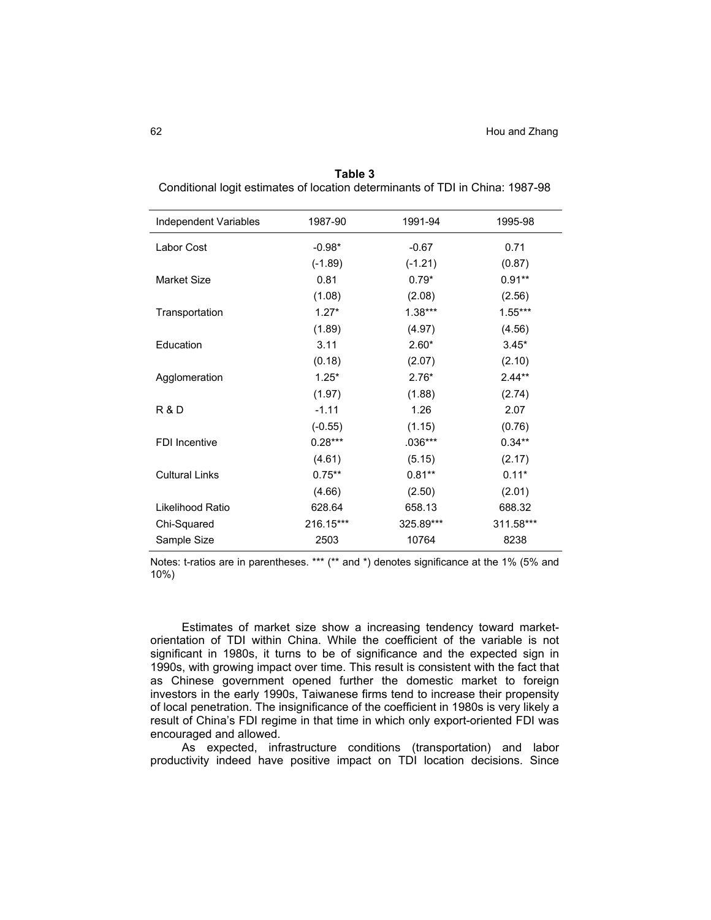**Table 3**

Conditional logit estimates of location determinants of TDI in China: 1987-98

| Independent Variables | 1987-90 | 1991-94 | 1995-98 |
|---|---|---|---|
| Labor Cost | -0.98* | -0.67 | 0.71 |
| | (-1.89) | (-1.21) | (0.87) |
| Market Size | 0.81 | 0.79* | 0.91** |
| | (1.08) | (2.08) | (2.56) |
| Transportation | 1.27* | 1.38*** | 1.55*** |
| | (1.89) | (4.97) | (4.56) |
| Education | 3.11 | 2.60* | 3.45* |
| | (0.18) | (2.07) | (2.10) |
| Agglomeration | 1.25* | 2.76* | 2.44** |
| | (1.97) | (1.88) | (2.74) |
| R & D | -1.11 | 1.26 | 2.07 |
| | (-0.55) | (1.15) | (0.76) |
| FDI Incentive | 0.28*** | .036*** | 0.34** |
| | (4.61) | (5.15) | (2.17) |
| Cultural Links | 0.75** | 0.81** | 0.11* |
| | (4.66) | (2.50) | (2.01) |
| Likelihood Ratio | 628.64 | 658.13 | 688.32 |
| Chi-Squared | 216.15*** | 325.89*** | 311.58*** |
| Sample Size | 2503 | 10764 | 8238 |

Notes: t-ratios are in parentheses. *** (** and *) denotes significance at the 1% (5% and 10%)

Estimates of market size show a increasing tendency toward market-orientation of TDI within China. While the coefficient of the variable is not significant in 1980s, it turns to be of significance and the expected sign in 1990s, with growing impact over time. This result is consistent with the fact that as Chinese government opened further the domestic market to foreign investors in the early 1990s, Taiwanese firms tend to increase their propensity of local penetration. The insignificance of the coefficient in 1980s is very likely a result of China's FDI regime in that time in which only export-oriented FDI was encouraged and allowed.

As expected, infrastructure conditions (transportation) and labor productivity indeed have positive impact on TDI location decisions. Since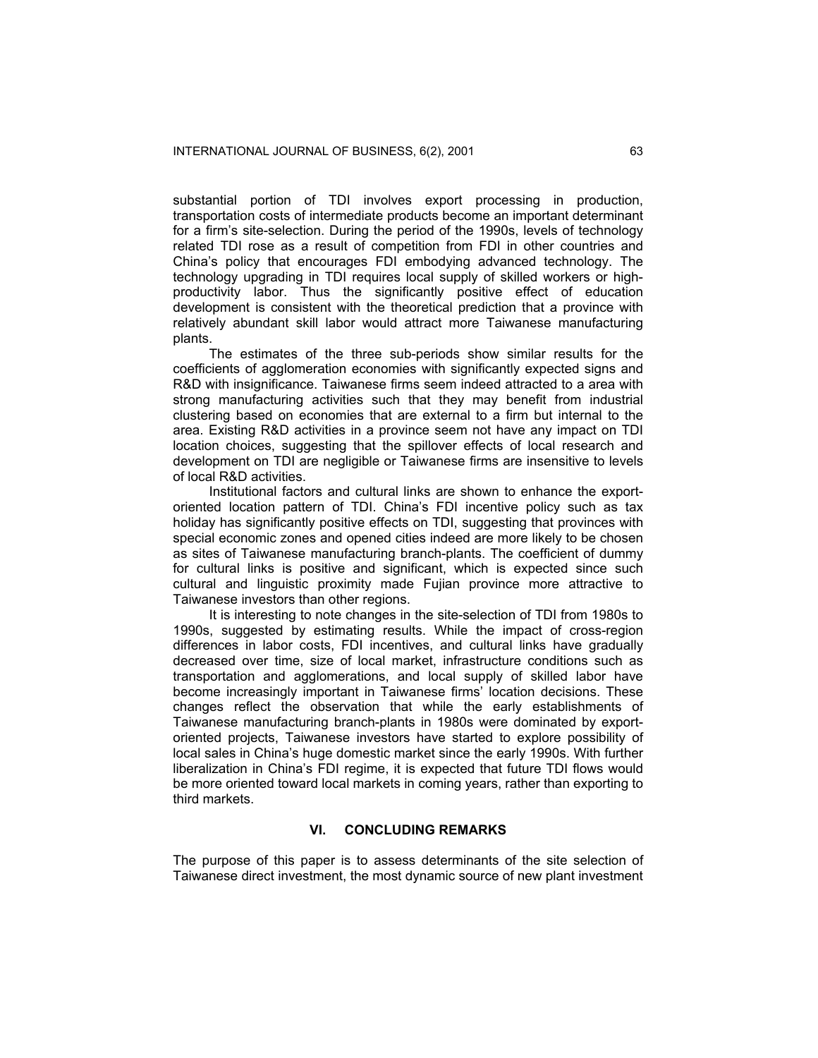substantial portion of TDI involves export processing in production, transportation costs of intermediate products become an important determinant for a firm's site-selection. During the period of the 1990s, levels of technology related TDI rose as a result of competition from FDI in other countries and China's policy that encourages FDI embodying advanced technology. The technology upgrading in TDI requires local supply of skilled workers or high-productivity labor. Thus the significantly positive effect of education development is consistent with the theoretical prediction that a province with relatively abundant skill labor would attract more Taiwanese manufacturing plants.

The estimates of the three sub-periods show similar results for the coefficients of agglomeration economies with significantly expected signs and R&D with insignificance. Taiwanese firms seem indeed attracted to a area with strong manufacturing activities such that they may benefit from industrial clustering based on economies that are external to a firm but internal to the area. Existing R&D activities in a province seem not have any impact on TDI location choices, suggesting that the spillover effects of local research and development on TDI are negligible or Taiwanese firms are insensitive to levels of local R&D activities.

Institutional factors and cultural links are shown to enhance the export-oriented location pattern of TDI. China's FDI incentive policy such as tax holiday has significantly positive effects on TDI, suggesting that provinces with special economic zones and opened cities indeed are more likely to be chosen as sites of Taiwanese manufacturing branch-plants. The coefficient of dummy for cultural links is positive and significant, which is expected since such cultural and linguistic proximity made Fujian province more attractive to Taiwanese investors than other regions.

It is interesting to note changes in the site-selection of TDI from 1980s to 1990s, suggested by estimating results. While the impact of cross-region differences in labor costs, FDI incentives, and cultural links have gradually decreased over time, size of local market, infrastructure conditions such as transportation and agglomerations, and local supply of skilled labor have become increasingly important in Taiwanese firms' location decisions. These changes reflect the observation that while the early establishments of Taiwanese manufacturing branch-plants in 1980s were dominated by export-oriented projects, Taiwanese investors have started to explore possibility of local sales in China's huge domestic market since the early 1990s. With further liberalization in China's FDI regime, it is expected that future TDI flows would be more oriented toward local markets in coming years, rather than exporting to third markets.

## VI. CONCLUDING REMARKS

The purpose of this paper is to assess determinants of the site selection of Taiwanese direct investment, the most dynamic source of new plant investment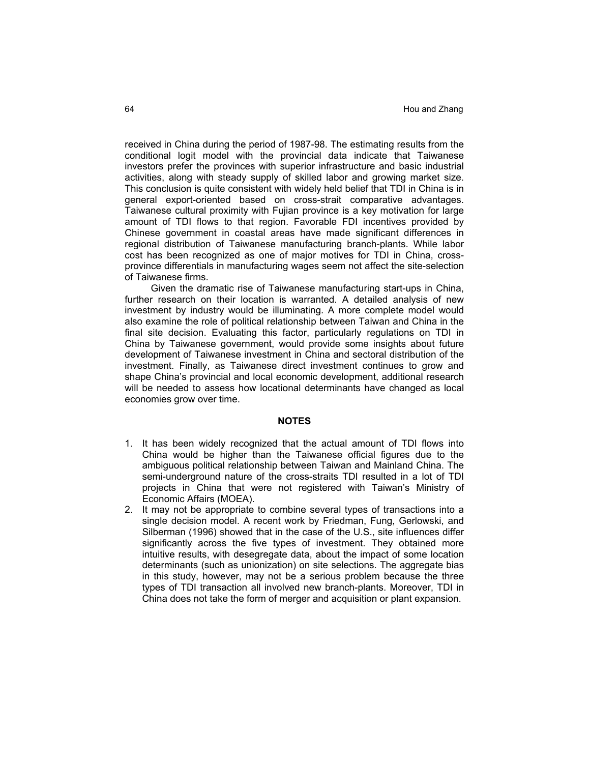received in China during the period of 1987-98. The estimating results from the conditional logit model with the provincial data indicate that Taiwanese investors prefer the provinces with superior infrastructure and basic industrial activities, along with steady supply of skilled labor and growing market size. This conclusion is quite consistent with widely held belief that TDI in China is in general export-oriented based on cross-strait comparative advantages. Taiwanese cultural proximity with Fujian province is a key motivation for large amount of TDI flows to that region. Favorable FDI incentives provided by Chinese government in coastal areas have made significant differences in regional distribution of Taiwanese manufacturing branch-plants. While labor cost has been recognized as one of major motives for TDI in China, cross-province differentials in manufacturing wages seem not affect the site-selection of Taiwanese firms.

Given the dramatic rise of Taiwanese manufacturing start-ups in China, further research on their location is warranted. A detailed analysis of new investment by industry would be illuminating. A more complete model would also examine the role of political relationship between Taiwan and China in the final site decision. Evaluating this factor, particularly regulations on TDI in China by Taiwanese government, would provide some insights about future development of Taiwanese investment in China and sectoral distribution of the investment. Finally, as Taiwanese direct investment continues to grow and shape China's provincial and local economic development, additional research will be needed to assess how locational determinants have changed as local economies grow over time.

## NOTES

1. It has been widely recognized that the actual amount of TDI flows into China would be higher than the Taiwanese official figures due to the ambiguous political relationship between Taiwan and Mainland China. The semi-underground nature of the cross-straits TDI resulted in a lot of TDI projects in China that were not registered with Taiwan's Ministry of Economic Affairs (MOEA).
2. It may not be appropriate to combine several types of transactions into a single decision model. A recent work by Friedman, Fung, Gerlowski, and Silberman (1996) showed that in the case of the U.S., site influences differ significantly across the five types of investment. They obtained more intuitive results, with desegregate data, about the impact of some location determinants (such as unionization) on site selections. The aggregate bias in this study, however, may not be a serious problem because the three types of TDI transaction all involved new branch-plants. Moreover, TDI in China does not take the form of merger and acquisition or plant expansion.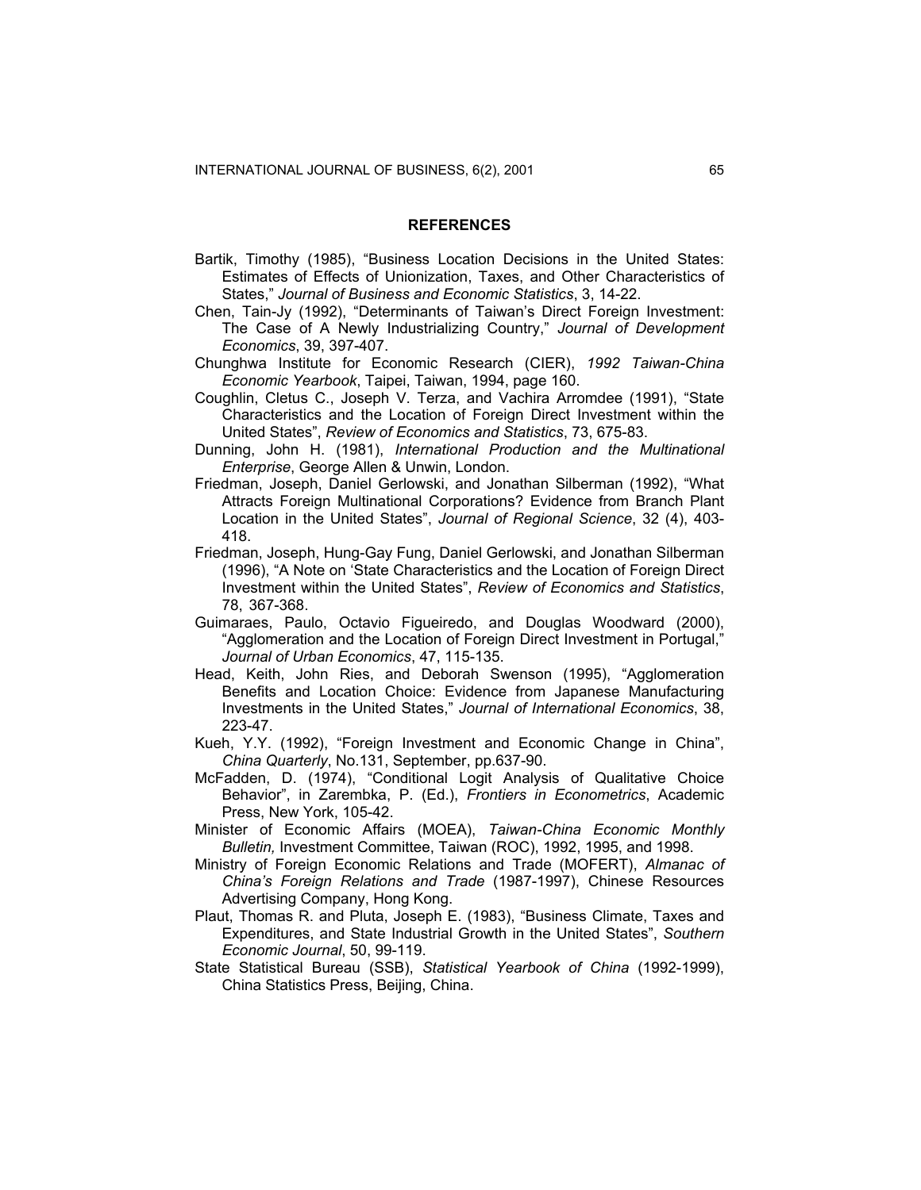## REFERENCES

Bartik, Timothy (1985), "Business Location Decisions in the United States: Estimates of Effects of Unionization, Taxes, and Other Characteristics of States," *Journal of Business and Economic Statistics*, 3, 14-22.

Chen, Tain-Jy (1992), "Determinants of Taiwan's Direct Foreign Investment: The Case of A Newly Industrializing Country," *Journal of Development Economics*, 39, 397-407.

Chunghwa Institute for Economic Research (CIER), *1992 Taiwan-China Economic Yearbook*, Taipei, Taiwan, 1994, page 160.

Coughlin, Cletus C., Joseph V. Terza, and Vachira Arromdee (1991), "State Characteristics and the Location of Foreign Direct Investment within the United States", *Review of Economics and Statistics*, 73, 675-83.

Dunning, John H. (1981), *International Production and the Multinational Enterprise*, George Allen & Unwin, London.

Friedman, Joseph, Daniel Gerlowski, and Jonathan Silberman (1992), "What Attracts Foreign Multinational Corporations? Evidence from Branch Plant Location in the United States", *Journal of Regional Science*, 32 (4), 403-418.

Friedman, Joseph, Hung-Gay Fung, Daniel Gerlowski, and Jonathan Silberman (1996), "A Note on 'State Characteristics and the Location of Foreign Direct Investment within the United States", *Review of Economics and Statistics*, 78, 367-368.

Guimaraes, Paulo, Octavio Figueiredo, and Douglas Woodward (2000), "Agglomeration and the Location of Foreign Direct Investment in Portugal," *Journal of Urban Economics*, 47, 115-135.

Head, Keith, John Ries, and Deborah Swenson (1995), "Agglomeration Benefits and Location Choice: Evidence from Japanese Manufacturing Investments in the United States," *Journal of International Economics*, 38, 223-47.

Kueh, Y.Y. (1992), "Foreign Investment and Economic Change in China", *China Quarterly*, No.131, September, pp.637-90.

McFadden, D. (1974), "Conditional Logit Analysis of Qualitative Choice Behavior", in Zarembka, P. (Ed.), *Frontiers in Econometrics*, Academic Press, New York, 105-42.

Minister of Economic Affairs (MOEA), *Taiwan-China Economic Monthly Bulletin,* Investment Committee, Taiwan (ROC), 1992, 1995, and 1998.

Ministry of Foreign Economic Relations and Trade (MOFERT), *Almanac of China's Foreign Relations and Trade* (1987-1997), Chinese Resources Advertising Company, Hong Kong.

Plaut, Thomas R. and Pluta, Joseph E. (1983), "Business Climate, Taxes and Expenditures, and State Industrial Growth in the United States", *Southern Economic Journal*, 50, 99-119.

State Statistical Bureau (SSB), *Statistical Yearbook of China* (1992-1999), China Statistics Press, Beijing, China.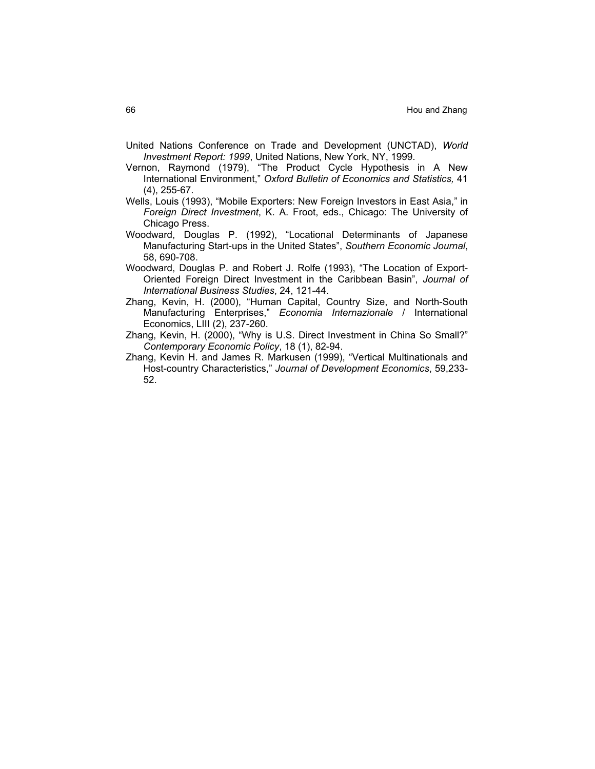United Nations Conference on Trade and Development (UNCTAD), *World Investment Report: 1999*, United Nations, New York, NY, 1999.

Vernon, Raymond (1979), "The Product Cycle Hypothesis in A New International Environment," *Oxford Bulletin of Economics and Statistics,* 41 (4), 255-67.

Wells, Louis (1993), "Mobile Exporters: New Foreign Investors in East Asia," in *Foreign Direct Investment*, K. A. Froot, eds., Chicago: The University of Chicago Press.

Woodward, Douglas P. (1992), "Locational Determinants of Japanese Manufacturing Start-ups in the United States", *Southern Economic Journal*, 58, 690-708.

Woodward, Douglas P. and Robert J. Rolfe (1993), "The Location of Export-Oriented Foreign Direct Investment in the Caribbean Basin", *Journal of International Business Studies*, 24, 121-44.

Zhang, Kevin, H. (2000), "Human Capital, Country Size, and North-South Manufacturing Enterprises," *Economia Internazionale* / International Economics, LIII (2), 237-260.

Zhang, Kevin, H. (2000), "Why is U.S. Direct Investment in China So Small?" *Contemporary Economic Policy*, 18 (1), 82-94.

Zhang, Kevin H. and James R. Markusen (1999), "Vertical Multinationals and Host-country Characteristics," *Journal of Development Economics*, 59,233-52.